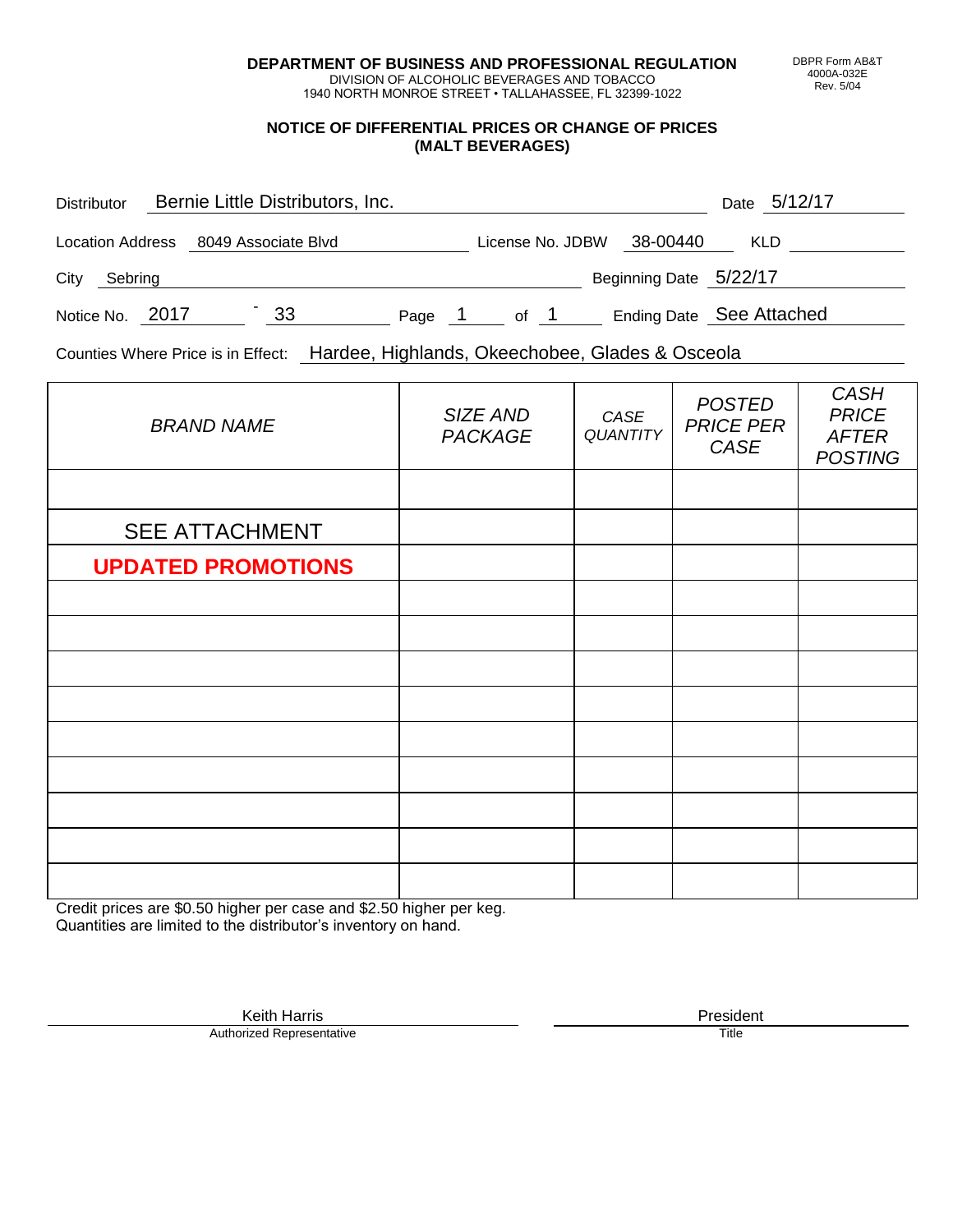**DEPARTMENT OF BUSINESS AND PROFESSIONAL REGULATION**
DIVISION OF ALCOHOLIC BEVERAGES AND TOBACCO
1940 NORTH MONROE STREET • TALLAHASSEE, FL 32399-1022

DBPR Form AB&T 4000A-032E Rev. 5/04

## NOTICE OF DIFFERENTIAL PRICES OR CHANGE OF PRICES (MALT BEVERAGES)

Distributor: Bernie Little Distributors, Inc. Date: 5/12/17

Location Address: 8049 Associate Blvd License No. JDBW 38-00440 KLD

City: Sebring Beginning Date: 5/22/17

Notice No. 2017 - 33 Page 1 of 1 Ending Date: See Attached

Counties Where Price is in Effect: Hardee, Highlands, Okeechobee, Glades & Osceola

| *BRAND NAME* | *SIZE AND PACKAGE* | *CASE QUANTITY* | *POSTED PRICE PER CASE* | *CASH PRICE AFTER POSTING* |
|---|---|---|---|---|
| | | | | |
| SEE ATTACHMENT | | | | |
| **UPDATED PROMOTIONS** | | | | |
| | | | | |
| | | | | |
| | | | | |
| | | | | |
| | | | | |
| | | | | |
| | | | | |
| | | | | |
| | | | | |

Credit prices are $0.50 higher per case and $2.50 higher per keg.
Quantities are limited to the distributor's inventory on hand.

Keith Harris — Authorized Representative

President — Title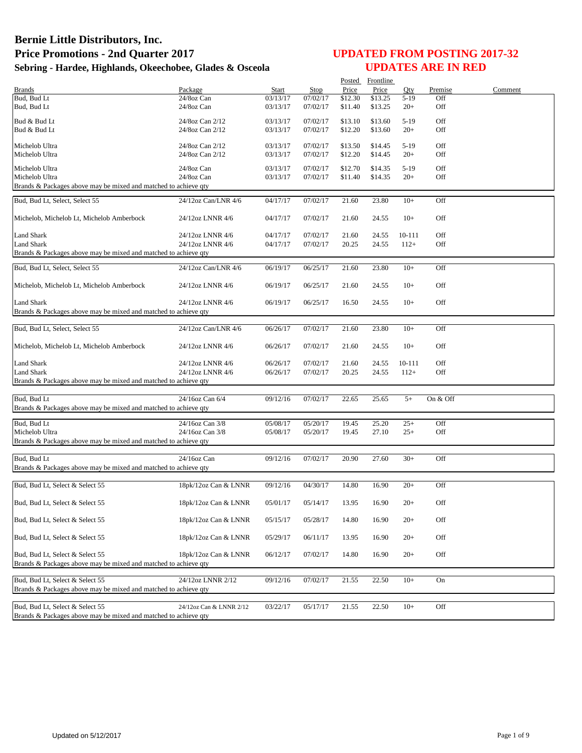# Bernie Little Distributors, Inc.
## Price Promotions - 2nd Quarter 2017
### Sebring - Hardee, Highlands, Okeechobee, Glades & Osceola

## UPDATED FROM POSTING 2017-32
## UPDATES ARE IN RED

| Brands | Package | Start | Stop | Posted Price | Frontline Price | Qty | Premise | Comment |
|---|---|---|---|---|---|---|---|---|
| Bud, Bud Lt | 24/8oz Can | 03/13/17 | 07/02/17 | $12.30 | $13.25 | 5-19 | Off | |
| Bud, Bud Lt | 24/8oz Can | 03/13/17 | 07/02/17 | $11.40 | $13.25 | 20+ | Off | |
| Bud & Bud Lt | 24/8oz Can 2/12 | 03/13/17 | 07/02/17 | $13.10 | $13.60 | 5-19 | Off | |
| Bud & Bud Lt | 24/8oz Can 2/12 | 03/13/17 | 07/02/17 | $12.20 | $13.60 | 20+ | Off | |
| Michelob Ultra | 24/8oz Can 2/12 | 03/13/17 | 07/02/17 | $13.50 | $14.45 | 5-19 | Off | |
| Michelob Ultra | 24/8oz Can 2/12 | 03/13/17 | 07/02/17 | $12.20 | $14.45 | 20+ | Off | |
| Michelob Ultra | 24/8oz Can | 03/13/17 | 07/02/17 | $12.70 | $14.35 | 5-19 | Off | |
| Michelob Ultra | 24/8oz Can | 03/13/17 | 07/02/17 | $11.40 | $14.35 | 20+ | Off | |
| Brands & Packages above may be mixed and matched to achieve qty | | | | | | | | |
| Bud, Bud Lt, Select, Select 55 | 24/12oz Can/LNR 4/6 | 04/17/17 | 07/02/17 | 21.60 | 23.80 | 10+ | Off | |
| Michelob, Michelob Lt, Michelob Amberbock | 24/12oz LNNR 4/6 | 04/17/17 | 07/02/17 | 21.60 | 24.55 | 10+ | Off | |
| Land Shark | 24/12oz LNNR 4/6 | 04/17/17 | 07/02/17 | 21.60 | 24.55 | 10-111 | Off | |
| Land Shark | 24/12oz LNNR 4/6 | 04/17/17 | 07/02/17 | 20.25 | 24.55 | 112+ | Off | |
| Brands & Packages above may be mixed and matched to achieve qty | | | | | | | | |
| Bud, Bud Lt, Select, Select 55 | 24/12oz Can/LNR 4/6 | 06/19/17 | 06/25/17 | 21.60 | 23.80 | 10+ | Off | |
| Michelob, Michelob Lt, Michelob Amberbock | 24/12oz LNNR 4/6 | 06/19/17 | 06/25/17 | 21.60 | 24.55 | 10+ | Off | |
| Land Shark | 24/12oz LNNR 4/6 | 06/19/17 | 06/25/17 | 16.50 | 24.55 | 10+ | Off | |
| Brands & Packages above may be mixed and matched to achieve qty | | | | | | | | |
| Bud, Bud Lt, Select, Select 55 | 24/12oz Can/LNR 4/6 | 06/26/17 | 07/02/17 | 21.60 | 23.80 | 10+ | Off | |
| Michelob, Michelob Lt, Michelob Amberbock | 24/12oz LNNR 4/6 | 06/26/17 | 07/02/17 | 21.60 | 24.55 | 10+ | Off | |
| Land Shark | 24/12oz LNNR 4/6 | 06/26/17 | 07/02/17 | 21.60 | 24.55 | 10-111 | Off | |
| Land Shark | 24/12oz LNNR 4/6 | 06/26/17 | 07/02/17 | 20.25 | 24.55 | 112+ | Off | |
| Brands & Packages above may be mixed and matched to achieve qty | | | | | | | | |
| Bud, Bud Lt | 24/16oz Can 6/4 | 09/12/16 | 07/02/17 | 22.65 | 25.65 | 5+ | On & Off | |
| Brands & Packages above may be mixed and matched to achieve qty | | | | | | | | |
| Bud, Bud Lt | 24/16oz Can 3/8 | 05/08/17 | 05/20/17 | 19.45 | 25.20 | 25+ | Off | |
| Michelob Ultra | 24/16oz Can 3/8 | 05/08/17 | 05/20/17 | 19.45 | 27.10 | 25+ | Off | |
| Brands & Packages above may be mixed and matched to achieve qty | | | | | | | | |
| Bud, Bud Lt | 24/16oz Can | 09/12/16 | 07/02/17 | 20.90 | 27.60 | 30+ | Off | |
| Brands & Packages above may be mixed and matched to achieve qty | | | | | | | | |
| Bud, Bud Lt, Select & Select 55 | 18pk/12oz Can & LNNR | 09/12/16 | 04/30/17 | 14.80 | 16.90 | 20+ | Off | |
| Bud, Bud Lt, Select & Select 55 | 18pk/12oz Can & LNNR | 05/01/17 | 05/14/17 | 13.95 | 16.90 | 20+ | Off | |
| Bud, Bud Lt, Select & Select 55 | 18pk/12oz Can & LNNR | 05/15/17 | 05/28/17 | 14.80 | 16.90 | 20+ | Off | |
| Bud, Bud Lt, Select & Select 55 | 18pk/12oz Can & LNNR | 05/29/17 | 06/11/17 | 13.95 | 16.90 | 20+ | Off | |
| Bud, Bud Lt, Select & Select 55 | 18pk/12oz Can & LNNR | 06/12/17 | 07/02/17 | 14.80 | 16.90 | 20+ | Off | |
| Brands & Packages above may be mixed and matched to achieve qty | | | | | | | | |
| Bud, Bud Lt, Select & Select 55 | 24/12oz LNNR 2/12 | 09/12/16 | 07/02/17 | 21.55 | 22.50 | 10+ | On | |
| Brands & Packages above may be mixed and matched to achieve qty | | | | | | | | |
| Bud, Bud Lt, Select & Select 55 | 24/12oz Can & LNNR 2/12 | 03/22/17 | 05/17/17 | 21.55 | 22.50 | 10+ | Off | |
| Brands & Packages above may be mixed and matched to achieve qty | | | | | | | | |

Updated on 5/12/2017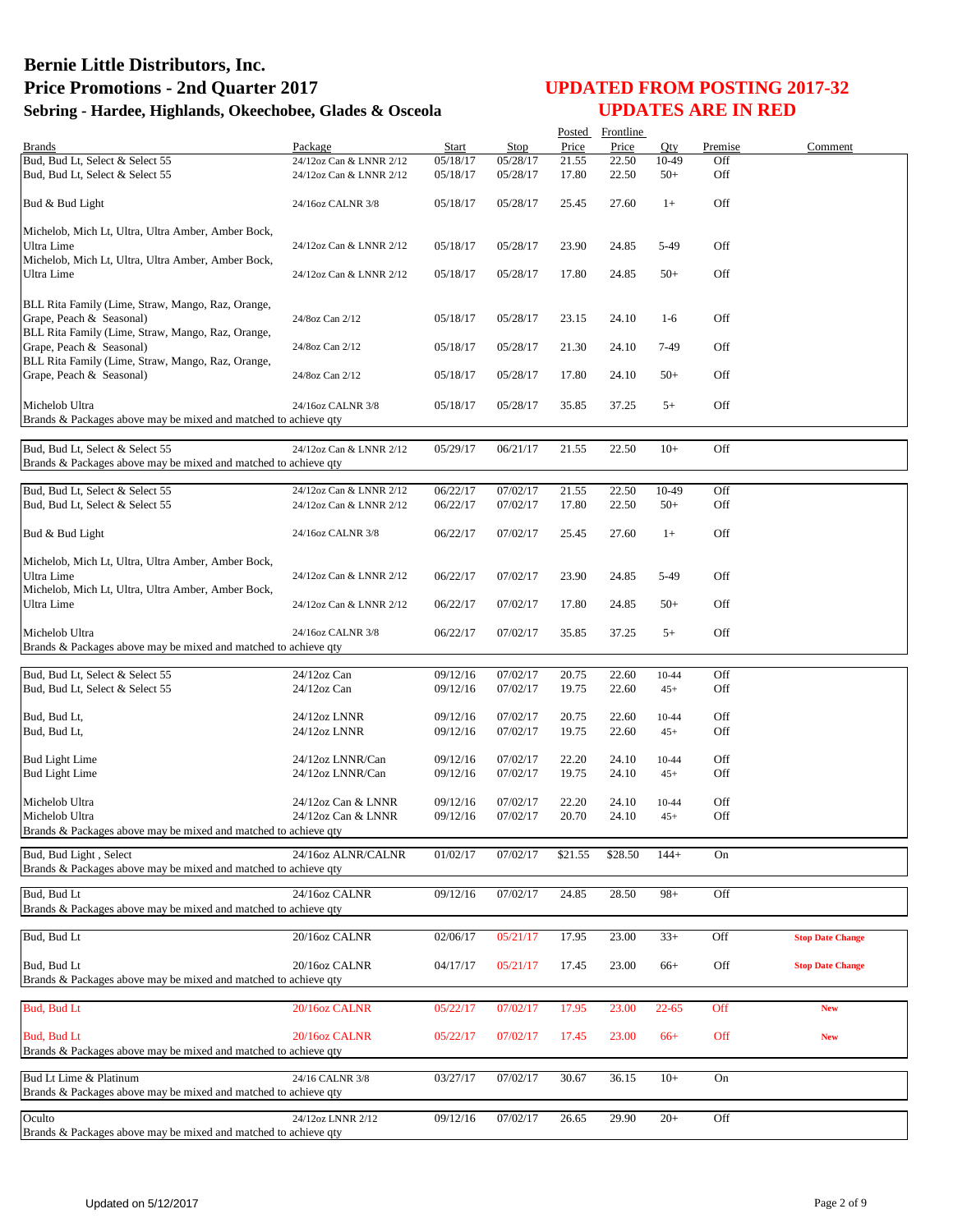# Bernie Little Distributors, Inc.
## Price Promotions - 2nd Quarter 2017
### Sebring - Hardee, Highlands, Okeechobee, Glades & Osceola

**UPDATED FROM POSTING 2017-32**
**UPDATES ARE IN RED**

| Brands | Package | Start | Stop | Posted Price | Frontline Price | Qty | Premise | Comment |
|---|---|---|---|---|---|---|---|---|
| Bud, Bud Lt, Select & Select 55 | 24/12oz Can & LNNR 2/12 | 05/18/17 | 05/28/17 | 21.55 | 22.50 | 10-49 | Off | |
| Bud, Bud Lt, Select & Select 55 | 24/12oz Can & LNNR 2/12 | 05/18/17 | 05/28/17 | 17.80 | 22.50 | 50+ | Off | |
| Bud & Bud Light | 24/16oz CALNR 3/8 | 05/18/17 | 05/28/17 | 25.45 | 27.60 | 1+ | Off | |
| Michelob, Mich Lt, Ultra, Ultra Amber, Amber Bock, Ultra Lime | 24/12oz Can & LNNR 2/12 | 05/18/17 | 05/28/17 | 23.90 | 24.85 | 5-49 | Off | |
| Michelob, Mich Lt, Ultra, Ultra Amber, Amber Bock, Ultra Lime | 24/12oz Can & LNNR 2/12 | 05/18/17 | 05/28/17 | 17.80 | 24.85 | 50+ | Off | |
| BLL Rita Family (Lime, Straw, Mango, Raz, Orange, Grape, Peach & Seasonal) | 24/8oz Can 2/12 | 05/18/17 | 05/28/17 | 23.15 | 24.10 | 1-6 | Off | |
| BLL Rita Family (Lime, Straw, Mango, Raz, Orange, Grape, Peach & Seasonal) | 24/8oz Can 2/12 | 05/18/17 | 05/28/17 | 21.30 | 24.10 | 7-49 | Off | |
| BLL Rita Family (Lime, Straw, Mango, Raz, Orange, Grape, Peach & Seasonal) | 24/8oz Can 2/12 | 05/18/17 | 05/28/17 | 17.80 | 24.10 | 50+ | Off | |
| Michelob Ultra | 24/16oz CALNR 3/8 | 05/18/17 | 05/28/17 | 35.85 | 37.25 | 5+ | Off | |
| Brands & Packages above may be mixed and matched to achieve qty | | | | | | | | |
| Bud, Bud Lt, Select & Select 55 | 24/12oz Can & LNNR 2/12 | 05/29/17 | 06/21/17 | 21.55 | 22.50 | 10+ | Off | |
| Brands & Packages above may be mixed and matched to achieve qty | | | | | | | | |
| Bud, Bud Lt, Select & Select 55 | 24/12oz Can & LNNR 2/12 | 06/22/17 | 07/02/17 | 21.55 | 22.50 | 10-49 | Off | |
| Bud, Bud Lt, Select & Select 55 | 24/12oz Can & LNNR 2/12 | 06/22/17 | 07/02/17 | 17.80 | 22.50 | 50+ | Off | |
| Bud & Bud Light | 24/16oz CALNR 3/8 | 06/22/17 | 07/02/17 | 25.45 | 27.60 | 1+ | Off | |
| Michelob, Mich Lt, Ultra, Ultra Amber, Amber Bock, Ultra Lime | 24/12oz Can & LNNR 2/12 | 06/22/17 | 07/02/17 | 23.90 | 24.85 | 5-49 | Off | |
| Michelob, Mich Lt, Ultra, Ultra Amber, Amber Bock, Ultra Lime | 24/12oz Can & LNNR 2/12 | 06/22/17 | 07/02/17 | 17.80 | 24.85 | 50+ | Off | |
| Michelob Ultra | 24/16oz CALNR 3/8 | 06/22/17 | 07/02/17 | 35.85 | 37.25 | 5+ | Off | |
| Brands & Packages above may be mixed and matched to achieve qty | | | | | | | | |
| Bud, Bud Lt, Select & Select 55 | 24/12oz Can | 09/12/16 | 07/02/17 | 20.75 | 22.60 | 10-44 | Off | |
| Bud, Bud Lt, Select & Select 55 | 24/12oz Can | 09/12/16 | 07/02/17 | 19.75 | 22.60 | 45+ | Off | |
| Bud, Bud Lt, | 24/12oz LNNR | 09/12/16 | 07/02/17 | 20.75 | 22.60 | 10-44 | Off | |
| Bud, Bud Lt, | 24/12oz LNNR | 09/12/16 | 07/02/17 | 19.75 | 22.60 | 45+ | Off | |
| Bud Light Lime | 24/12oz LNNR/Can | 09/12/16 | 07/02/17 | 22.20 | 24.10 | 10-44 | Off | |
| Bud Light Lime | 24/12oz LNNR/Can | 09/12/16 | 07/02/17 | 19.75 | 24.10 | 45+ | Off | |
| Michelob Ultra | 24/12oz Can & LNNR | 09/12/16 | 07/02/17 | 22.20 | 24.10 | 10-44 | Off | |
| Michelob Ultra | 24/12oz Can & LNNR | 09/12/16 | 07/02/17 | 20.70 | 24.10 | 45+ | Off | |
| Brands & Packages above may be mixed and matched to achieve qty | | | | | | | | |
| Bud, Bud Light , Select | 24/16oz ALNR/CALNR | 01/02/17 | 07/02/17 | $21.55 | $28.50 | 144+ | On | |
| Brands & Packages above may be mixed and matched to achieve qty | | | | | | | | |
| Bud, Bud Lt | 24/16oz CALNR | 09/12/16 | 07/02/17 | 24.85 | 28.50 | 98+ | Off | |
| Brands & Packages above may be mixed and matched to achieve qty | | | | | | | | |
| Bud, Bud Lt | 20/16oz CALNR | 02/06/17 | 05/21/17 | 17.95 | 23.00 | 33+ | Off | Stop Date Change |
| Bud, Bud Lt | 20/16oz CALNR | 04/17/17 | 05/21/17 | 17.45 | 23.00 | 66+ | Off | Stop Date Change |
| Brands & Packages above may be mixed and matched to achieve qty | | | | | | | | |
| Bud, Bud Lt | 20/16oz CALNR | 05/22/17 | 07/02/17 | 17.95 | 23.00 | 22-65 | Off | New |
| Bud, Bud Lt | 20/16oz CALNR | 05/22/17 | 07/02/17 | 17.45 | 23.00 | 66+ | Off | New |
| Brands & Packages above may be mixed and matched to achieve qty | | | | | | | | |
| Bud Lt Lime & Platinum | 24/16 CALNR 3/8 | 03/27/17 | 07/02/17 | 30.67 | 36.15 | 10+ | On | |
| Brands & Packages above may be mixed and matched to achieve qty | | | | | | | | |
| Oculto | 24/12oz LNNR 2/12 | 09/12/16 | 07/02/17 | 26.65 | 29.90 | 20+ | Off | |
| Brands & Packages above may be mixed and matched to achieve qty | | | | | | | | |

Updated on 5/12/2017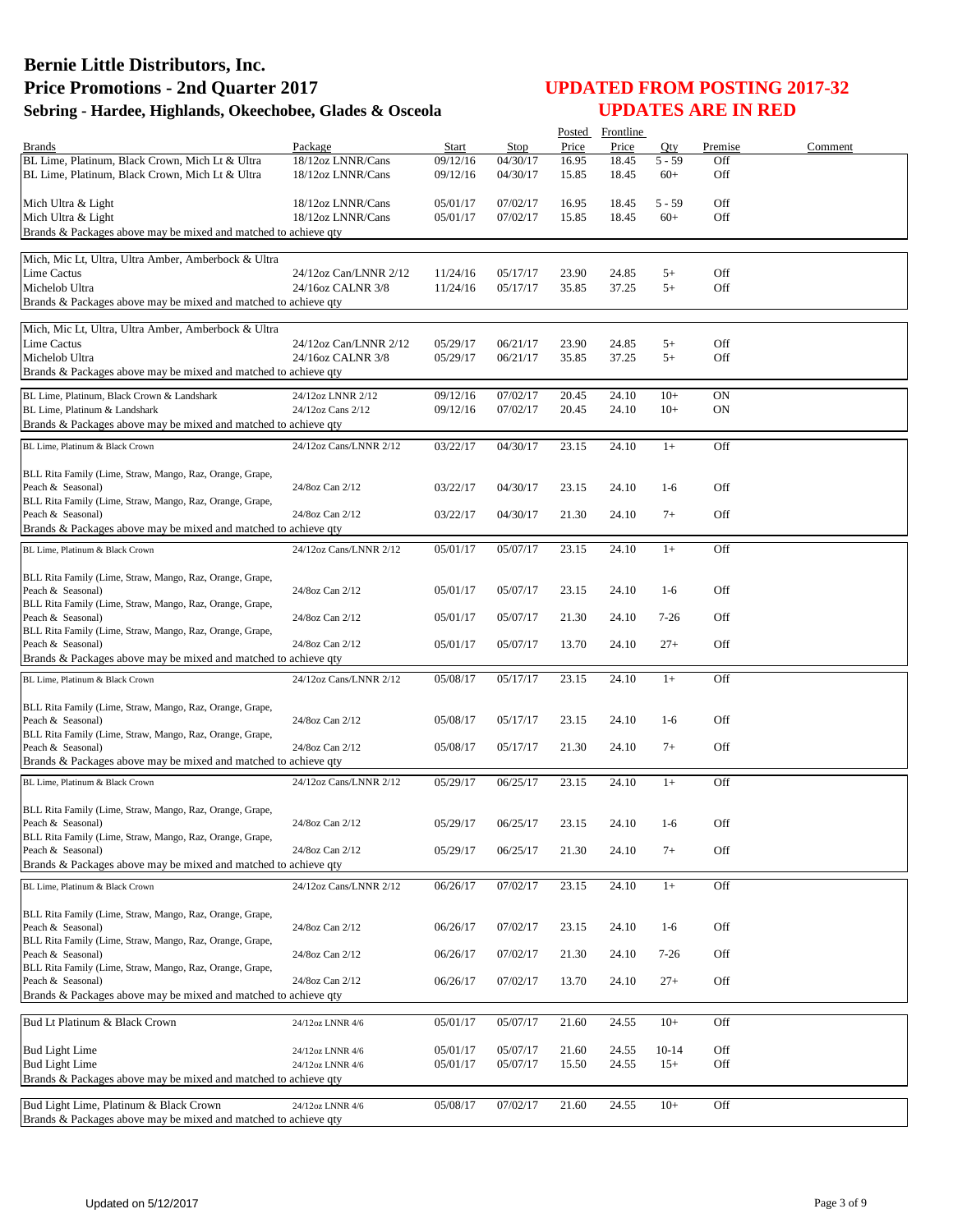# Bernie Little Distributors, Inc.
# Price Promotions - 2nd Quarter 2017
### Sebring - Hardee, Highlands, Okeechobee, Glades & Osceola

## UPDATED FROM POSTING 2017-32
## UPDATES ARE IN RED

| Brands | Package | Start | Stop | Posted Price | Frontline Price | Qty | Premise | Comment |
|---|---|---|---|---|---|---|---|---|
| BL Lime, Platinum, Black Crown, Mich Lt & Ultra | 18/12oz LNNR/Cans | 09/12/16 | 04/30/17 | 16.95 | 18.45 | 5 - 59 | Off | |
| BL Lime, Platinum, Black Crown, Mich Lt & Ultra | 18/12oz LNNR/Cans | 09/12/16 | 04/30/17 | 15.85 | 18.45 | 60+ | Off | |
| Mich Ultra & Light | 18/12oz LNNR/Cans | 05/01/17 | 07/02/17 | 16.95 | 18.45 | 5 - 59 | Off | |
| Mich Ultra & Light | 18/12oz LNNR/Cans | 05/01/17 | 07/02/17 | 15.85 | 18.45 | 60+ | Off | |
| Brands & Packages above may be mixed and matched to achieve qty | | | | | | | | |
| Mich, Mic Lt, Ultra, Ultra Amber, Amberbock & Ultra Lime Cactus | 24/12oz Can/LNNR 2/12 | 11/24/16 | 05/17/17 | 23.90 | 24.85 | 5+ | Off | |
| Michelob Ultra | 24/16oz CALNR 3/8 | 11/24/16 | 05/17/17 | 35.85 | 37.25 | 5+ | Off | |
| Brands & Packages above may be mixed and matched to achieve qty | | | | | | | | |
| Mich, Mic Lt, Ultra, Ultra Amber, Amberbock & Ultra Lime Cactus | 24/12oz Can/LNNR 2/12 | 05/29/17 | 06/21/17 | 23.90 | 24.85 | 5+ | Off | |
| Michelob Ultra | 24/16oz CALNR 3/8 | 05/29/17 | 06/21/17 | 35.85 | 37.25 | 5+ | Off | |
| Brands & Packages above may be mixed and matched to achieve qty | | | | | | | | |
| BL Lime, Platinum, Black Crown & Landshark | 24/12oz LNNR 2/12 | 09/12/16 | 07/02/17 | 20.45 | 24.10 | 10+ | ON | |
| BL Lime, Platinum & Landshark | 24/12oz Cans 2/12 | 09/12/16 | 07/02/17 | 20.45 | 24.10 | 10+ | ON | |
| Brands & Packages above may be mixed and matched to achieve qty | | | | | | | | |
| BL Lime, Platinum & Black Crown | 24/12oz Cans/LNNR 2/12 | 03/22/17 | 04/30/17 | 23.15 | 24.10 | 1+ | Off | |
| BLL Rita Family (Lime, Straw, Mango, Raz, Orange, Grape, Peach & Seasonal) | 24/8oz Can 2/12 | 03/22/17 | 04/30/17 | 23.15 | 24.10 | 1-6 | Off | |
| BLL Rita Family (Lime, Straw, Mango, Raz, Orange, Grape, Peach & Seasonal) | 24/8oz Can 2/12 | 03/22/17 | 04/30/17 | 21.30 | 24.10 | 7+ | Off | |
| Brands & Packages above may be mixed and matched to achieve qty | | | | | | | | |
| BL Lime, Platinum & Black Crown | 24/12oz Cans/LNNR 2/12 | 05/01/17 | 05/07/17 | 23.15 | 24.10 | 1+ | Off | |
| BLL Rita Family (Lime, Straw, Mango, Raz, Orange, Grape, Peach & Seasonal) | 24/8oz Can 2/12 | 05/01/17 | 05/07/17 | 23.15 | 24.10 | 1-6 | Off | |
| BLL Rita Family (Lime, Straw, Mango, Raz, Orange, Grape, Peach & Seasonal) | 24/8oz Can 2/12 | 05/01/17 | 05/07/17 | 21.30 | 24.10 | 7-26 | Off | |
| BLL Rita Family (Lime, Straw, Mango, Raz, Orange, Grape, Peach & Seasonal) | 24/8oz Can 2/12 | 05/01/17 | 05/07/17 | 13.70 | 24.10 | 27+ | Off | |
| Brands & Packages above may be mixed and matched to achieve qty | | | | | | | | |
| BL Lime, Platinum & Black Crown | 24/12oz Cans/LNNR 2/12 | 05/08/17 | 05/17/17 | 23.15 | 24.10 | 1+ | Off | |
| BLL Rita Family (Lime, Straw, Mango, Raz, Orange, Grape, Peach & Seasonal) | 24/8oz Can 2/12 | 05/08/17 | 05/17/17 | 23.15 | 24.10 | 1-6 | Off | |
| BLL Rita Family (Lime, Straw, Mango, Raz, Orange, Grape, Peach & Seasonal) | 24/8oz Can 2/12 | 05/08/17 | 05/17/17 | 21.30 | 24.10 | 7+ | Off | |
| Brands & Packages above may be mixed and matched to achieve qty | | | | | | | | |
| BL Lime, Platinum & Black Crown | 24/12oz Cans/LNNR 2/12 | 05/29/17 | 06/25/17 | 23.15 | 24.10 | 1+ | Off | |
| BLL Rita Family (Lime, Straw, Mango, Raz, Orange, Grape, Peach & Seasonal) | 24/8oz Can 2/12 | 05/29/17 | 06/25/17 | 23.15 | 24.10 | 1-6 | Off | |
| BLL Rita Family (Lime, Straw, Mango, Raz, Orange, Grape, Peach & Seasonal) | 24/8oz Can 2/12 | 05/29/17 | 06/25/17 | 21.30 | 24.10 | 7+ | Off | |
| Brands & Packages above may be mixed and matched to achieve qty | | | | | | | | |
| BL Lime, Platinum & Black Crown | 24/12oz Cans/LNNR 2/12 | 06/26/17 | 07/02/17 | 23.15 | 24.10 | 1+ | Off | |
| BLL Rita Family (Lime, Straw, Mango, Raz, Orange, Grape, Peach & Seasonal) | 24/8oz Can 2/12 | 06/26/17 | 07/02/17 | 23.15 | 24.10 | 1-6 | Off | |
| BLL Rita Family (Lime, Straw, Mango, Raz, Orange, Grape, Peach & Seasonal) | 24/8oz Can 2/12 | 06/26/17 | 07/02/17 | 21.30 | 24.10 | 7-26 | Off | |
| BLL Rita Family (Lime, Straw, Mango, Raz, Orange, Grape, Peach & Seasonal) | 24/8oz Can 2/12 | 06/26/17 | 07/02/17 | 13.70 | 24.10 | 27+ | Off | |
| Brands & Packages above may be mixed and matched to achieve qty | | | | | | | | |
| Bud Lt Platinum & Black Crown | 24/12oz LNNR 4/6 | 05/01/17 | 05/07/17 | 21.60 | 24.55 | 10+ | Off | |
| Bud Light Lime | 24/12oz LNNR 4/6 | 05/01/17 | 05/07/17 | 21.60 | 24.55 | 10-14 | Off | |
| Bud Light Lime | 24/12oz LNNR 4/6 | 05/01/17 | 05/07/17 | 15.50 | 24.55 | 15+ | Off | |
| Brands & Packages above may be mixed and matched to achieve qty | | | | | | | | |
| Bud Light Lime, Platinum & Black Crown | 24/12oz LNNR 4/6 | 05/08/17 | 07/02/17 | 21.60 | 24.55 | 10+ | Off | |
| Brands & Packages above may be mixed and matched to achieve qty | | | | | | | | |

Updated on 5/12/2017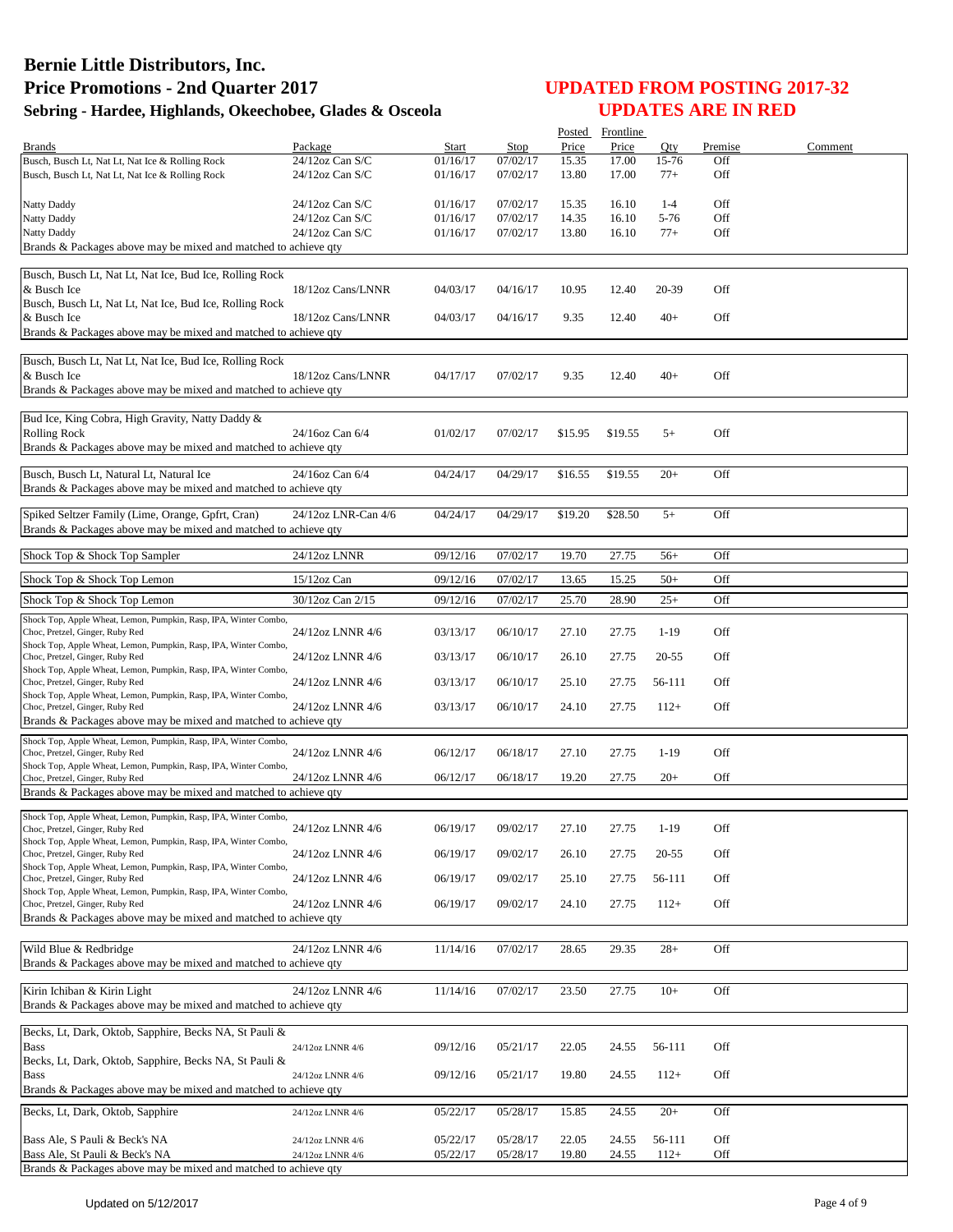# Bernie Little Distributors, Inc.

## Price Promotions - 2nd Quarter 2017

### Sebring - Hardee, Highlands, Okeechobee, Glades & Osceola

## UPDATED FROM POSTING 2017-32
## UPDATES ARE IN RED

| Brands | Package | Start | Stop | Posted Price | Frontline Price | Qty | Premise | Comment |
|---|---|---|---|---|---|---|---|---|
| Busch, Busch Lt, Nat Lt, Nat Ice & Rolling Rock | 24/12oz Can S/C | 01/16/17 | 07/02/17 | 15.35 | 17.00 | 15-76 | Off | |
| Busch, Busch Lt, Nat Lt, Nat Ice & Rolling Rock | 24/12oz Can S/C | 01/16/17 | 07/02/17 | 13.80 | 17.00 | 77+ | Off | |
| Natty Daddy | 24/12oz Can S/C | 01/16/17 | 07/02/17 | 15.35 | 16.10 | 1-4 | Off | |
| Natty Daddy | 24/12oz Can S/C | 01/16/17 | 07/02/17 | 14.35 | 16.10 | 5-76 | Off | |
| Natty Daddy | 24/12oz Can S/C | 01/16/17 | 07/02/17 | 13.80 | 16.10 | 77+ | Off | |
| Brands & Packages above may be mixed and matched to achieve qty | | | | | | | | |
| Busch, Busch Lt, Nat Lt, Nat Ice, Bud Ice, Rolling Rock & Busch Ice | 18/12oz Cans/LNNR | 04/03/17 | 04/16/17 | 10.95 | 12.40 | 20-39 | Off | |
| Busch, Busch Lt, Nat Lt, Nat Ice, Bud Ice, Rolling Rock & Busch Ice | 18/12oz Cans/LNNR | 04/03/17 | 04/16/17 | 9.35 | 12.40 | 40+ | Off | |
| Brands & Packages above may be mixed and matched to achieve qty | | | | | | | | |
| Busch, Busch Lt, Nat Lt, Nat Ice, Bud Ice, Rolling Rock & Busch Ice | 18/12oz Cans/LNNR | 04/17/17 | 07/02/17 | 9.35 | 12.40 | 40+ | Off | |
| Brands & Packages above may be mixed and matched to achieve qty | | | | | | | | |
| Bud Ice, King Cobra, High Gravity, Natty Daddy & Rolling Rock | 24/16oz Can 6/4 | 01/02/17 | 07/02/17 | $15.95 | $19.55 | 5+ | Off | |
| Brands & Packages above may be mixed and matched to achieve qty | | | | | | | | |
| Busch, Busch Lt, Natural Lt, Natural Ice | 24/16oz Can 6/4 | 04/24/17 | 04/29/17 | $16.55 | $19.55 | 20+ | Off | |
| Brands & Packages above may be mixed and matched to achieve qty | | | | | | | | |
| Spiked Seltzer Family (Lime, Orange, Gpfrt, Cran) | 24/12oz LNR-Can 4/6 | 04/24/17 | 04/29/17 | $19.20 | $28.50 | 5+ | Off | |
| Brands & Packages above may be mixed and matched to achieve qty | | | | | | | | |
| Shock Top & Shock Top Sampler | 24/12oz LNNR | 09/12/16 | 07/02/17 | 19.70 | 27.75 | 56+ | Off | |
| Shock Top & Shock Top Lemon | 15/12oz Can | 09/12/16 | 07/02/17 | 13.65 | 15.25 | 50+ | Off | |
| Shock Top & Shock Top Lemon | 30/12oz Can 2/15 | 09/12/16 | 07/02/17 | 25.70 | 28.90 | 25+ | Off | |
| Shock Top, Apple Wheat, Lemon, Pumpkin, Rasp, IPA, Winter Combo, Choc, Pretzel, Ginger, Ruby Red | 24/12oz LNNR 4/6 | 03/13/17 | 06/10/17 | 27.10 | 27.75 | 1-19 | Off | |
| Shock Top, Apple Wheat, Lemon, Pumpkin, Rasp, IPA, Winter Combo, Choc, Pretzel, Ginger, Ruby Red | 24/12oz LNNR 4/6 | 03/13/17 | 06/10/17 | 26.10 | 27.75 | 20-55 | Off | |
| Shock Top, Apple Wheat, Lemon, Pumpkin, Rasp, IPA, Winter Combo, Choc, Pretzel, Ginger, Ruby Red | 24/12oz LNNR 4/6 | 03/13/17 | 06/10/17 | 25.10 | 27.75 | 56-111 | Off | |
| Shock Top, Apple Wheat, Lemon, Pumpkin, Rasp, IPA, Winter Combo, Choc, Pretzel, Ginger, Ruby Red | 24/12oz LNNR 4/6 | 03/13/17 | 06/10/17 | 24.10 | 27.75 | 112+ | Off | |
| Brands & Packages above may be mixed and matched to achieve qty | | | | | | | | |
| Shock Top, Apple Wheat, Lemon, Pumpkin, Rasp, IPA, Winter Combo, Choc, Pretzel, Ginger, Ruby Red | 24/12oz LNNR 4/6 | 06/12/17 | 06/18/17 | 27.10 | 27.75 | 1-19 | Off | |
| Shock Top, Apple Wheat, Lemon, Pumpkin, Rasp, IPA, Winter Combo, Choc, Pretzel, Ginger, Ruby Red | 24/12oz LNNR 4/6 | 06/12/17 | 06/18/17 | 19.20 | 27.75 | 20+ | Off | |
| Brands & Packages above may be mixed and matched to achieve qty | | | | | | | | |
| Shock Top, Apple Wheat, Lemon, Pumpkin, Rasp, IPA, Winter Combo, Choc, Pretzel, Ginger, Ruby Red | 24/12oz LNNR 4/6 | 06/19/17 | 09/02/17 | 27.10 | 27.75 | 1-19 | Off | |
| Shock Top, Apple Wheat, Lemon, Pumpkin, Rasp, IPA, Winter Combo, Choc, Pretzel, Ginger, Ruby Red | 24/12oz LNNR 4/6 | 06/19/17 | 09/02/17 | 26.10 | 27.75 | 20-55 | Off | |
| Shock Top, Apple Wheat, Lemon, Pumpkin, Rasp, IPA, Winter Combo, Choc, Pretzel, Ginger, Ruby Red | 24/12oz LNNR 4/6 | 06/19/17 | 09/02/17 | 25.10 | 27.75 | 56-111 | Off | |
| Shock Top, Apple Wheat, Lemon, Pumpkin, Rasp, IPA, Winter Combo, Choc, Pretzel, Ginger, Ruby Red | 24/12oz LNNR 4/6 | 06/19/17 | 09/02/17 | 24.10 | 27.75 | 112+ | Off | |
| Brands & Packages above may be mixed and matched to achieve qty | | | | | | | | |
| Wild Blue & Redbridge | 24/12oz LNNR 4/6 | 11/14/16 | 07/02/17 | 28.65 | 29.35 | 28+ | Off | |
| Brands & Packages above may be mixed and matched to achieve qty | | | | | | | | |
| Kirin Ichiban & Kirin Light | 24/12oz LNNR 4/6 | 11/14/16 | 07/02/17 | 23.50 | 27.75 | 10+ | Off | |
| Brands & Packages above may be mixed and matched to achieve qty | | | | | | | | |
| Becks, Lt, Dark, Oktob, Sapphire, Becks NA, St Pauli & Bass | 24/12oz LNNR 4/6 | 09/12/16 | 05/21/17 | 22.05 | 24.55 | 56-111 | Off | |
| Becks, Lt, Dark, Oktob, Sapphire, Becks NA, St Pauli & Bass | 24/12oz LNNR 4/6 | 09/12/16 | 05/21/17 | 19.80 | 24.55 | 112+ | Off | |
| Brands & Packages above may be mixed and matched to achieve qty | | | | | | | | |
| Becks, Lt, Dark, Oktob, Sapphire | 24/12oz LNNR 4/6 | 05/22/17 | 05/28/17 | 15.85 | 24.55 | 20+ | Off | |
| Bass Ale, S Pauli & Beck's NA | 24/12oz LNNR 4/6 | 05/22/17 | 05/28/17 | 22.05 | 24.55 | 56-111 | Off | |
| Bass Ale, St Pauli & Beck's NA | 24/12oz LNNR 4/6 | 05/22/17 | 05/28/17 | 19.80 | 24.55 | 112+ | Off | |
| Brands & Packages above may be mixed and matched to achieve qty | | | | | | | | |

Updated on 5/12/2017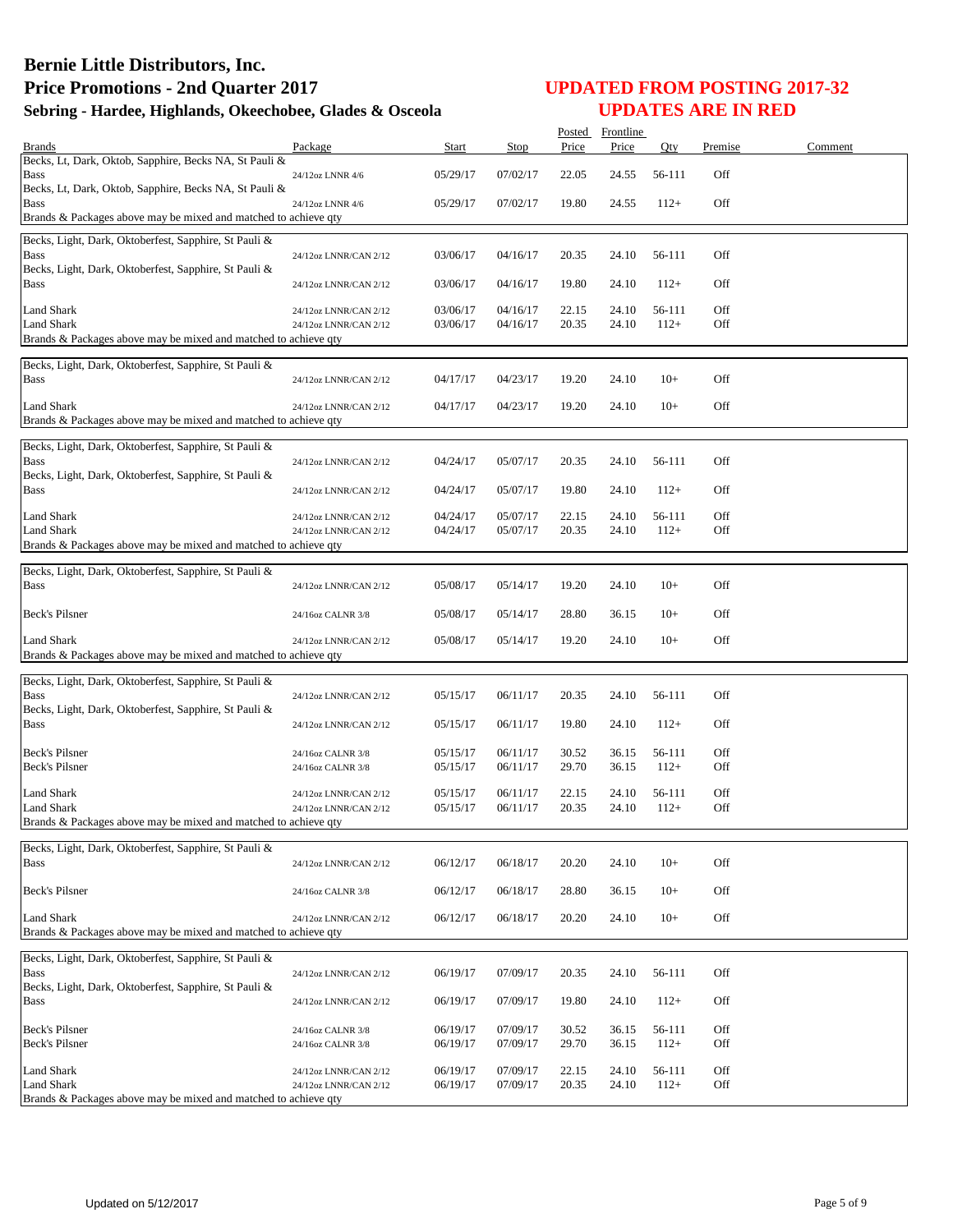# Bernie Little Distributors, Inc.
# Price Promotions - 2nd Quarter 2017
## Sebring - Hardee, Highlands, Okeechobee, Glades & Osceola

## UPDATED FROM POSTING 2017-32
## UPDATES ARE IN RED

| Brands | Package | Start | Stop | Posted Price | Frontline Price | Qty | Premise | Comment |
|---|---|---|---|---|---|---|---|---|
| Becks, Lt, Dark, Oktob, Sapphire, Becks NA, St Pauli & Bass | 24/12oz LNNR 4/6 | 05/29/17 | 07/02/17 | 22.05 | 24.55 | 56-111 | Off | |
| Becks, Lt, Dark, Oktob, Sapphire, Becks NA, St Pauli & Bass | 24/12oz LNNR 4/6 | 05/29/17 | 07/02/17 | 19.80 | 24.55 | 112+ | Off | |
| Brands & Packages above may be mixed and matched to achieve qty | | | | | | | | |
| Becks, Light, Dark, Oktoberfest, Sapphire, St Pauli & Bass | 24/12oz LNNR/CAN 2/12 | 03/06/17 | 04/16/17 | 20.35 | 24.10 | 56-111 | Off | |
| Becks, Light, Dark, Oktoberfest, Sapphire, St Pauli & Bass | 24/12oz LNNR/CAN 2/12 | 03/06/17 | 04/16/17 | 19.80 | 24.10 | 112+ | Off | |
| Land Shark | 24/12oz LNNR/CAN 2/12 | 03/06/17 | 04/16/17 | 22.15 | 24.10 | 56-111 | Off | |
| Land Shark | 24/12oz LNNR/CAN 2/12 | 03/06/17 | 04/16/17 | 20.35 | 24.10 | 112+ | Off | |
| Brands & Packages above may be mixed and matched to achieve qty | | | | | | | | |
| Becks, Light, Dark, Oktoberfest, Sapphire, St Pauli & Bass | 24/12oz LNNR/CAN 2/12 | 04/17/17 | 04/23/17 | 19.20 | 24.10 | 10+ | Off | |
| Land Shark | 24/12oz LNNR/CAN 2/12 | 04/17/17 | 04/23/17 | 19.20 | 24.10 | 10+ | Off | |
| Brands & Packages above may be mixed and matched to achieve qty | | | | | | | | |
| Becks, Light, Dark, Oktoberfest, Sapphire, St Pauli & Bass | 24/12oz LNNR/CAN 2/12 | 04/24/17 | 05/07/17 | 20.35 | 24.10 | 56-111 | Off | |
| Becks, Light, Dark, Oktoberfest, Sapphire, St Pauli & Bass | 24/12oz LNNR/CAN 2/12 | 04/24/17 | 05/07/17 | 19.80 | 24.10 | 112+ | Off | |
| Land Shark | 24/12oz LNNR/CAN 2/12 | 04/24/17 | 05/07/17 | 22.15 | 24.10 | 56-111 | Off | |
| Land Shark | 24/12oz LNNR/CAN 2/12 | 04/24/17 | 05/07/17 | 20.35 | 24.10 | 112+ | Off | |
| Brands & Packages above may be mixed and matched to achieve qty | | | | | | | | |
| Becks, Light, Dark, Oktoberfest, Sapphire, St Pauli & Bass | 24/12oz LNNR/CAN 2/12 | 05/08/17 | 05/14/17 | 19.20 | 24.10 | 10+ | Off | |
| Beck's Pilsner | 24/16oz CALNR 3/8 | 05/08/17 | 05/14/17 | 28.80 | 36.15 | 10+ | Off | |
| Land Shark | 24/12oz LNNR/CAN 2/12 | 05/08/17 | 05/14/17 | 19.20 | 24.10 | 10+ | Off | |
| Brands & Packages above may be mixed and matched to achieve qty | | | | | | | | |
| Becks, Light, Dark, Oktoberfest, Sapphire, St Pauli & Bass | 24/12oz LNNR/CAN 2/12 | 05/15/17 | 06/11/17 | 20.35 | 24.10 | 56-111 | Off | |
| Becks, Light, Dark, Oktoberfest, Sapphire, St Pauli & Bass | 24/12oz LNNR/CAN 2/12 | 05/15/17 | 06/11/17 | 19.80 | 24.10 | 112+ | Off | |
| Beck's Pilsner | 24/16oz CALNR 3/8 | 05/15/17 | 06/11/17 | 30.52 | 36.15 | 56-111 | Off | |
| Beck's Pilsner | 24/16oz CALNR 3/8 | 05/15/17 | 06/11/17 | 29.70 | 36.15 | 112+ | Off | |
| Land Shark | 24/12oz LNNR/CAN 2/12 | 05/15/17 | 06/11/17 | 22.15 | 24.10 | 56-111 | Off | |
| Land Shark | 24/12oz LNNR/CAN 2/12 | 05/15/17 | 06/11/17 | 20.35 | 24.10 | 112+ | Off | |
| Brands & Packages above may be mixed and matched to achieve qty | | | | | | | | |
| Becks, Light, Dark, Oktoberfest, Sapphire, St Pauli & Bass | 24/12oz LNNR/CAN 2/12 | 06/12/17 | 06/18/17 | 20.20 | 24.10 | 10+ | Off | |
| Beck's Pilsner | 24/16oz CALNR 3/8 | 06/12/17 | 06/18/17 | 28.80 | 36.15 | 10+ | Off | |
| Land Shark | 24/12oz LNNR/CAN 2/12 | 06/12/17 | 06/18/17 | 20.20 | 24.10 | 10+ | Off | |
| Brands & Packages above may be mixed and matched to achieve qty | | | | | | | | |
| Becks, Light, Dark, Oktoberfest, Sapphire, St Pauli & Bass | 24/12oz LNNR/CAN 2/12 | 06/19/17 | 07/09/17 | 20.35 | 24.10 | 56-111 | Off | |
| Becks, Light, Dark, Oktoberfest, Sapphire, St Pauli & Bass | 24/12oz LNNR/CAN 2/12 | 06/19/17 | 07/09/17 | 19.80 | 24.10 | 112+ | Off | |
| Beck's Pilsner | 24/16oz CALNR 3/8 | 06/19/17 | 07/09/17 | 30.52 | 36.15 | 56-111 | Off | |
| Beck's Pilsner | 24/16oz CALNR 3/8 | 06/19/17 | 07/09/17 | 29.70 | 36.15 | 112+ | Off | |
| Land Shark | 24/12oz LNNR/CAN 2/12 | 06/19/17 | 07/09/17 | 22.15 | 24.10 | 56-111 | Off | |
| Land Shark | 24/12oz LNNR/CAN 2/12 | 06/19/17 | 07/09/17 | 20.35 | 24.10 | 112+ | Off | |
| Brands & Packages above may be mixed and matched to achieve qty | | | | | | | | |

Updated on 5/12/2017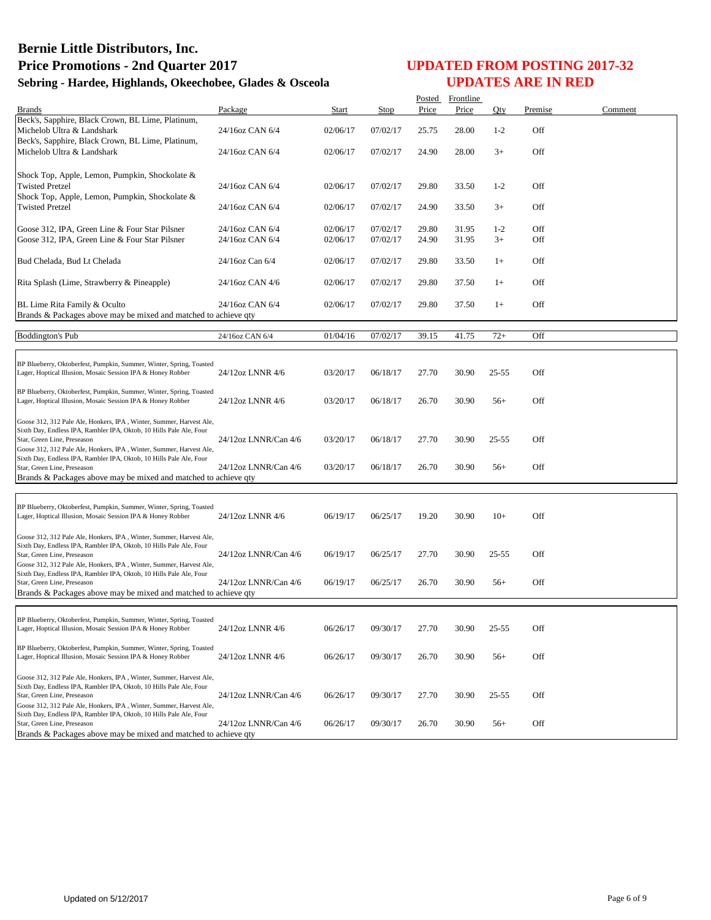# Bernie Little Distributors, Inc.

## Price Promotions - 2nd Quarter 2017

### Sebring - Hardee, Highlands, Okeechobee, Glades & Osceola

## UPDATED FROM POSTING 2017-32
## UPDATES ARE IN RED

| Brands | Package | Start | Stop | Posted Price | Frontline Price | Qty | Premise | Comment |
|---|---|---|---|---|---|---|---|---|
| Beck's, Sapphire, Black Crown, BL Lime, Platinum, Michelob Ultra & Landshark | 24/16oz CAN 6/4 | 02/06/17 | 07/02/17 | 25.75 | 28.00 | 1-2 | Off | |
| Beck's, Sapphire, Black Crown, BL Lime, Platinum, Michelob Ultra & Landshark | 24/16oz CAN 6/4 | 02/06/17 | 07/02/17 | 24.90 | 28.00 | 3+ | Off | |
| Shock Top, Apple, Lemon, Pumpkin, Shockolate & Twisted Pretzel | 24/16oz CAN 6/4 | 02/06/17 | 07/02/17 | 29.80 | 33.50 | 1-2 | Off | |
| Shock Top, Apple, Lemon, Pumpkin, Shockolate & Twisted Pretzel | 24/16oz CAN 6/4 | 02/06/17 | 07/02/17 | 24.90 | 33.50 | 3+ | Off | |
| Goose 312, IPA, Green Line & Four Star Pilsner | 24/16oz CAN 6/4 | 02/06/17 | 07/02/17 | 29.80 | 31.95 | 1-2 | Off | |
| Goose 312, IPA, Green Line & Four Star Pilsner | 24/16oz CAN 6/4 | 02/06/17 | 07/02/17 | 24.90 | 31.95 | 3+ | Off | |
| Bud Chelada, Bud Lt Chelada | 24/16oz Can 6/4 | 02/06/17 | 07/02/17 | 29.80 | 33.50 | 1+ | Off | |
| Rita Splash (Lime, Strawberry & Pineapple) | 24/16oz CAN 4/6 | 02/06/17 | 07/02/17 | 29.80 | 37.50 | 1+ | Off | |
| BL Lime Rita Family & Oculto | 24/16oz CAN 6/4 | 02/06/17 | 07/02/17 | 29.80 | 37.50 | 1+ | Off | |
| Brands & Packages above may be mixed and matched to achieve qty | | | | | | | | |
| Boddington's Pub | 24/16oz CAN 6/4 | 01/04/16 | 07/02/17 | 39.15 | 41.75 | 72+ | Off | |
| BP Blueberry, Oktoberfest, Pumpkin, Summer, Winter, Spring, Toasted Lager, Hoptical Illusion, Mosaic Session IPA & Honey Robber | 24/12oz LNNR 4/6 | 03/20/17 | 06/18/17 | 27.70 | 30.90 | 25-55 | Off | |
| BP Blueberry, Oktoberfest, Pumpkin, Summer, Winter, Spring, Toasted Lager, Hoptical Illusion, Mosaic Session IPA & Honey Robber | 24/12oz LNNR 4/6 | 03/20/17 | 06/18/17 | 26.70 | 30.90 | 56+ | Off | |
| Goose 312, 312 Pale Ale, Honkers, IPA , Winter, Summer, Harvest Ale, Sixth Day, Endless IPA, Rambler IPA, Oktob, 10 Hills Pale Ale, Four Star, Green Line, Preseason | 24/12oz LNNR/Can 4/6 | 03/20/17 | 06/18/17 | 27.70 | 30.90 | 25-55 | Off | |
| Goose 312, 312 Pale Ale, Honkers, IPA , Winter, Summer, Harvest Ale, Sixth Day, Endless IPA, Rambler IPA, Oktob, 10 Hills Pale Ale, Four Star, Green Line, Preseason | 24/12oz LNNR/Can 4/6 | 03/20/17 | 06/18/17 | 26.70 | 30.90 | 56+ | Off | |
| Brands & Packages above may be mixed and matched to achieve qty | | | | | | | | |
| BP Blueberry, Oktoberfest, Pumpkin, Summer, Winter, Spring, Toasted Lager, Hoptical Illusion, Mosaic Session IPA & Honey Robber | 24/12oz LNNR 4/6 | 06/19/17 | 06/25/17 | 19.20 | 30.90 | 10+ | Off | |
| Goose 312, 312 Pale Ale, Honkers, IPA , Winter, Summer, Harvest Ale, Sixth Day, Endless IPA, Rambler IPA, Oktob, 10 Hills Pale Ale, Four Star, Green Line, Preseason | 24/12oz LNNR/Can 4/6 | 06/19/17 | 06/25/17 | 27.70 | 30.90 | 25-55 | Off | |
| Goose 312, 312 Pale Ale, Honkers, IPA , Winter, Summer, Harvest Ale, Sixth Day, Endless IPA, Rambler IPA, Oktob, 10 Hills Pale Ale, Four Star, Green Line, Preseason | 24/12oz LNNR/Can 4/6 | 06/19/17 | 06/25/17 | 26.70 | 30.90 | 56+ | Off | |
| Brands & Packages above may be mixed and matched to achieve qty | | | | | | | | |
| BP Blueberry, Oktoberfest, Pumpkin, Summer, Winter, Spring, Toasted Lager, Hoptical Illusion, Mosaic Session IPA & Honey Robber | 24/12oz LNNR 4/6 | 06/26/17 | 09/30/17 | 27.70 | 30.90 | 25-55 | Off | |
| BP Blueberry, Oktoberfest, Pumpkin, Summer, Winter, Spring, Toasted Lager, Hoptical Illusion, Mosaic Session IPA & Honey Robber | 24/12oz LNNR 4/6 | 06/26/17 | 09/30/17 | 26.70 | 30.90 | 56+ | Off | |
| Goose 312, 312 Pale Ale, Honkers, IPA , Winter, Summer, Harvest Ale, Sixth Day, Endless IPA, Rambler IPA, Oktob, 10 Hills Pale Ale, Four Star, Green Line, Preseason | 24/12oz LNNR/Can 4/6 | 06/26/17 | 09/30/17 | 27.70 | 30.90 | 25-55 | Off | |
| Goose 312, 312 Pale Ale, Honkers, IPA , Winter, Summer, Harvest Ale, Sixth Day, Endless IPA, Rambler IPA, Oktob, 10 Hills Pale Ale, Four Star, Green Line, Preseason | 24/12oz LNNR/Can 4/6 | 06/26/17 | 09/30/17 | 26.70 | 30.90 | 56+ | Off | |
| Brands & Packages above may be mixed and matched to achieve qty | | | | | | | | |

Updated on 5/12/2017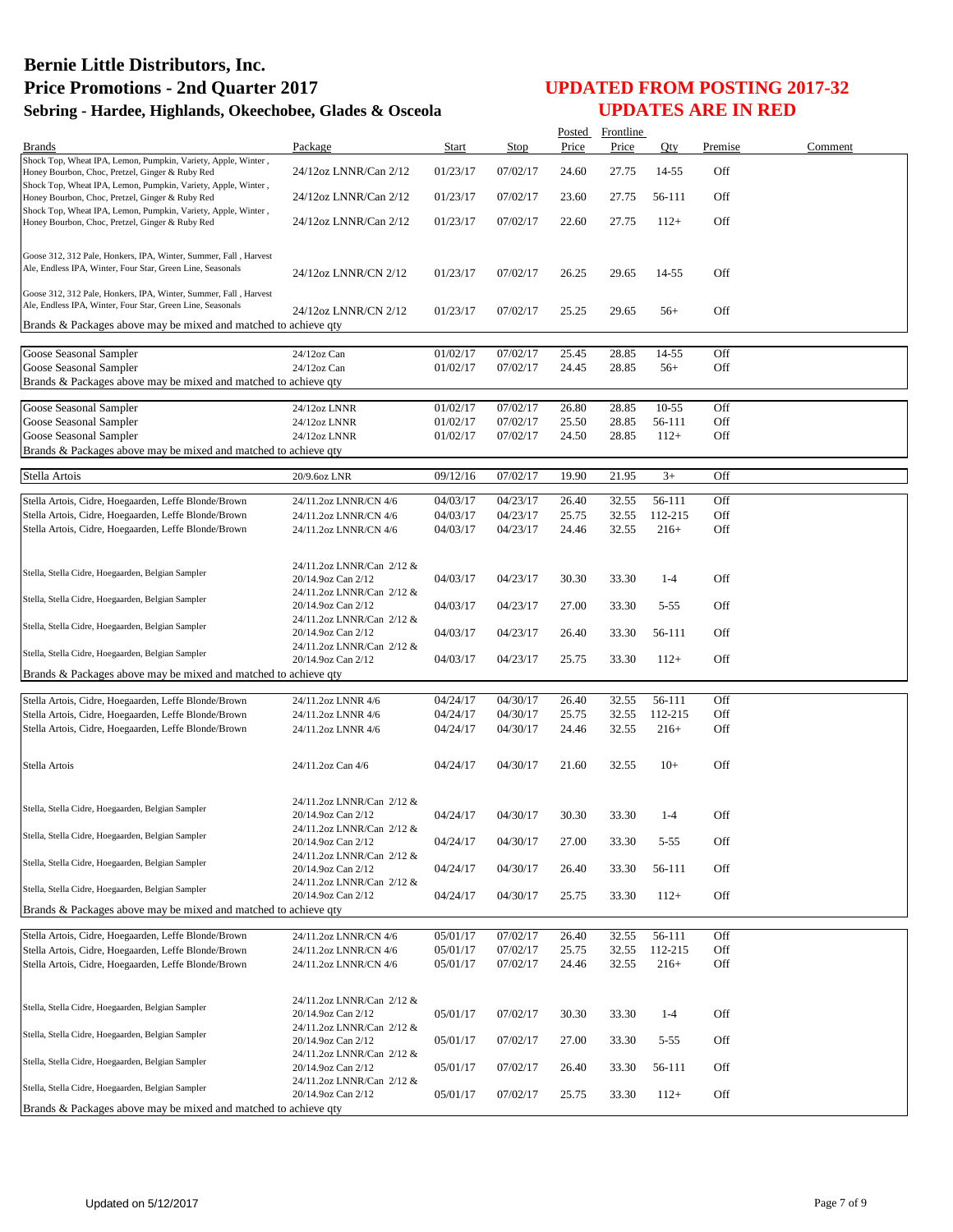# Bernie Little Distributors, Inc.
# Price Promotions - 2nd Quarter 2017
### Sebring - Hardee, Highlands, Okeechobee, Glades & Osceola

## UPDATED FROM POSTING 2017-32
## UPDATES ARE IN RED

| Brands | Package | Start | Stop | Posted Price | Frontline Price | Qty | Premise | Comment |
|---|---|---|---|---|---|---|---|---|
| Shock Top, Wheat IPA, Lemon, Pumpkin, Variety, Apple, Winter, Honey Bourbon, Choc, Pretzel, Ginger & Ruby Red | 24/12oz LNNR/Can 2/12 | 01/23/17 | 07/02/17 | 24.60 | 27.75 | 14-55 | Off | |
| Shock Top, Wheat IPA, Lemon, Pumpkin, Variety, Apple, Winter, Honey Bourbon, Choc, Pretzel, Ginger & Ruby Red | 24/12oz LNNR/Can 2/12 | 01/23/17 | 07/02/17 | 23.60 | 27.75 | 56-111 | Off | |
| Shock Top, Wheat IPA, Lemon, Pumpkin, Variety, Apple, Winter, Honey Bourbon, Choc, Pretzel, Ginger & Ruby Red | 24/12oz LNNR/Can 2/12 | 01/23/17 | 07/02/17 | 22.60 | 27.75 | 112+ | Off | |
| Goose 312, 312 Pale, Honkers, IPA, Winter, Summer, Fall, Harvest Ale, Endless IPA, Winter, Four Star, Green Line, Seasonals | 24/12oz LNNR/CN 2/12 | 01/23/17 | 07/02/17 | 26.25 | 29.65 | 14-55 | Off | |
| Goose 312, 312 Pale, Honkers, IPA, Winter, Summer, Fall, Harvest Ale, Endless IPA, Winter, Four Star, Green Line, Seasonals | 24/12oz LNNR/CN 2/12 | 01/23/17 | 07/02/17 | 25.25 | 29.65 | 56+ | Off | |
| Brands & Packages above may be mixed and matched to achieve qty | | | | | | | | |
| Goose Seasonal Sampler | 24/12oz Can | 01/02/17 | 07/02/17 | 25.45 | 28.85 | 14-55 | Off | |
| Goose Seasonal Sampler | 24/12oz Can | 01/02/17 | 07/02/17 | 24.45 | 28.85 | 56+ | Off | |
| Brands & Packages above may be mixed and matched to achieve qty | | | | | | | | |
| Goose Seasonal Sampler | 24/12oz LNNR | 01/02/17 | 07/02/17 | 26.80 | 28.85 | 10-55 | Off | |
| Goose Seasonal Sampler | 24/12oz LNNR | 01/02/17 | 07/02/17 | 25.50 | 28.85 | 56-111 | Off | |
| Goose Seasonal Sampler | 24/12oz LNNR | 01/02/17 | 07/02/17 | 24.50 | 28.85 | 112+ | Off | |
| Brands & Packages above may be mixed and matched to achieve qty | | | | | | | | |
| Stella Artois | 20/9.6oz LNR | 09/12/16 | 07/02/17 | 19.90 | 21.95 | 3+ | Off | |
| Stella Artois, Cidre, Hoegaarden, Leffe Blonde/Brown | 24/11.2oz LNNR/CN 4/6 | 04/03/17 | 04/23/17 | 26.40 | 32.55 | 56-111 | Off | |
| Stella Artois, Cidre, Hoegaarden, Leffe Blonde/Brown | 24/11.2oz LNNR/CN 4/6 | 04/03/17 | 04/23/17 | 25.75 | 32.55 | 112-215 | Off | |
| Stella Artois, Cidre, Hoegaarden, Leffe Blonde/Brown | 24/11.2oz LNNR/CN 4/6 | 04/03/17 | 04/23/17 | 24.46 | 32.55 | 216+ | Off | |
| Stella, Stella Cidre, Hoegaarden, Belgian Sampler | 24/11.2oz LNNR/Can 2/12 & 20/14.9oz Can 2/12 | 04/03/17 | 04/23/17 | 30.30 | 33.30 | 1-4 | Off | |
| Stella, Stella Cidre, Hoegaarden, Belgian Sampler | 24/11.2oz LNNR/Can 2/12 & 20/14.9oz Can 2/12 | 04/03/17 | 04/23/17 | 27.00 | 33.30 | 5-55 | Off | |
| Stella, Stella Cidre, Hoegaarden, Belgian Sampler | 24/11.2oz LNNR/Can 2/12 & 20/14.9oz Can 2/12 | 04/03/17 | 04/23/17 | 26.40 | 33.30 | 56-111 | Off | |
| Stella, Stella Cidre, Hoegaarden, Belgian Sampler | 24/11.2oz LNNR/Can 2/12 & 20/14.9oz Can 2/12 | 04/03/17 | 04/23/17 | 25.75 | 33.30 | 112+ | Off | |
| Brands & Packages above may be mixed and matched to achieve qty | | | | | | | | |
| Stella Artois, Cidre, Hoegaarden, Leffe Blonde/Brown | 24/11.2oz LNNR 4/6 | 04/24/17 | 04/30/17 | 26.40 | 32.55 | 56-111 | Off | |
| Stella Artois, Cidre, Hoegaarden, Leffe Blonde/Brown | 24/11.2oz LNNR 4/6 | 04/24/17 | 04/30/17 | 25.75 | 32.55 | 112-215 | Off | |
| Stella Artois, Cidre, Hoegaarden, Leffe Blonde/Brown | 24/11.2oz LNNR 4/6 | 04/24/17 | 04/30/17 | 24.46 | 32.55 | 216+ | Off | |
| Stella Artois | 24/11.2oz Can 4/6 | 04/24/17 | 04/30/17 | 21.60 | 32.55 | 10+ | Off | |
| Stella, Stella Cidre, Hoegaarden, Belgian Sampler | 24/11.2oz LNNR/Can 2/12 & 20/14.9oz Can 2/12 | 04/24/17 | 04/30/17 | 30.30 | 33.30 | 1-4 | Off | |
| Stella, Stella Cidre, Hoegaarden, Belgian Sampler | 24/11.2oz LNNR/Can 2/12 & 20/14.9oz Can 2/12 | 04/24/17 | 04/30/17 | 27.00 | 33.30 | 5-55 | Off | |
| Stella, Stella Cidre, Hoegaarden, Belgian Sampler | 24/11.2oz LNNR/Can 2/12 & 20/14.9oz Can 2/12 | 04/24/17 | 04/30/17 | 26.40 | 33.30 | 56-111 | Off | |
| Stella, Stella Cidre, Hoegaarden, Belgian Sampler | 24/11.2oz LNNR/Can 2/12 & 20/14.9oz Can 2/12 | 04/24/17 | 04/30/17 | 25.75 | 33.30 | 112+ | Off | |
| Brands & Packages above may be mixed and matched to achieve qty | | | | | | | | |
| Stella Artois, Cidre, Hoegaarden, Leffe Blonde/Brown | 24/11.2oz LNNR/CN 4/6 | 05/01/17 | 07/02/17 | 26.40 | 32.55 | 56-111 | Off | |
| Stella Artois, Cidre, Hoegaarden, Leffe Blonde/Brown | 24/11.2oz LNNR/CN 4/6 | 05/01/17 | 07/02/17 | 25.75 | 32.55 | 112-215 | Off | |
| Stella Artois, Cidre, Hoegaarden, Leffe Blonde/Brown | 24/11.2oz LNNR/CN 4/6 | 05/01/17 | 07/02/17 | 24.46 | 32.55 | 216+ | Off | |
| Stella, Stella Cidre, Hoegaarden, Belgian Sampler | 24/11.2oz LNNR/Can 2/12 & 20/14.9oz Can 2/12 | 05/01/17 | 07/02/17 | 30.30 | 33.30 | 1-4 | Off | |
| Stella, Stella Cidre, Hoegaarden, Belgian Sampler | 24/11.2oz LNNR/Can 2/12 & 20/14.9oz Can 2/12 | 05/01/17 | 07/02/17 | 27.00 | 33.30 | 5-55 | Off | |
| Stella, Stella Cidre, Hoegaarden, Belgian Sampler | 24/11.2oz LNNR/Can 2/12 & 20/14.9oz Can 2/12 | 05/01/17 | 07/02/17 | 26.40 | 33.30 | 56-111 | Off | |
| Stella, Stella Cidre, Hoegaarden, Belgian Sampler | 24/11.2oz LNNR/Can 2/12 & 20/14.9oz Can 2/12 | 05/01/17 | 07/02/17 | 25.75 | 33.30 | 112+ | Off | |
| Brands & Packages above may be mixed and matched to achieve qty | | | | | | | | |

Updated on 5/12/2017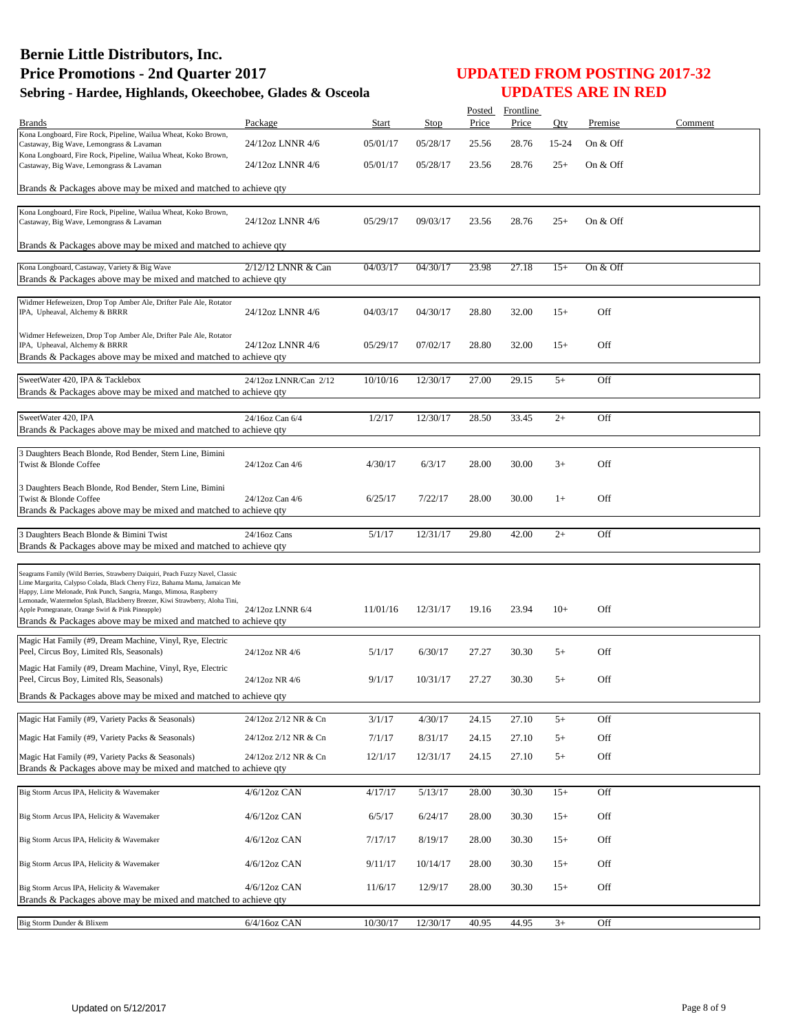# Bernie Little Distributors, Inc.
# Price Promotions - 2nd Quarter 2017
## Sebring - Hardee, Highlands, Okeechobee, Glades & Osceola

## UPDATED FROM POSTING 2017-32
## UPDATES ARE IN RED

| Brands | Package | Start | Stop | Posted Price | Frontline Price | Qty | Premise | Comment |
|---|---|---|---|---|---|---|---|---|
| Kona Longboard, Fire Rock, Pipeline, Wailua Wheat, Koko Brown, Castaway, Big Wave, Lemongrass & Lavaman | 24/12oz LNNR 4/6 | 05/01/17 | 05/28/17 | 25.56 | 28.76 | 15-24 | On & Off | |
| Kona Longboard, Fire Rock, Pipeline, Wailua Wheat, Koko Brown, Castaway, Big Wave, Lemongrass & Lavaman | 24/12oz LNNR 4/6 | 05/01/17 | 05/28/17 | 23.56 | 28.76 | 25+ | On & Off | |
| Brands & Packages above may be mixed and matched to achieve qty | | | | | | | | |
| Kona Longboard, Fire Rock, Pipeline, Wailua Wheat, Koko Brown, Castaway, Big Wave, Lemongrass & Lavaman | 24/12oz LNNR 4/6 | 05/29/17 | 09/03/17 | 23.56 | 28.76 | 25+ | On & Off | |
| Brands & Packages above may be mixed and matched to achieve qty | | | | | | | | |
| Kona Longboard, Castaway, Variety & Big Wave | 2/12/12 LNNR & Can | 04/03/17 | 04/30/17 | 23.98 | 27.18 | 15+ | On & Off | |
| Brands & Packages above may be mixed and matched to achieve qty | | | | | | | | |
| Widmer Hefeweizen, Drop Top Amber Ale, Drifter Pale Ale, Rotator IPA, Upheaval, Alchemy & BRRR | 24/12oz LNNR 4/6 | 04/03/17 | 04/30/17 | 28.80 | 32.00 | 15+ | Off | |
| Widmer Hefeweizen, Drop Top Amber Ale, Drifter Pale Ale, Rotator IPA, Upheaval, Alchemy & BRRR | 24/12oz LNNR 4/6 | 05/29/17 | 07/02/17 | 28.80 | 32.00 | 15+ | Off | |
| Brands & Packages above may be mixed and matched to achieve qty | | | | | | | | |
| SweetWater 420, IPA & Tacklebox | 24/12oz LNNR/Can 2/12 | 10/10/16 | 12/30/17 | 27.00 | 29.15 | 5+ | Off | |
| Brands & Packages above may be mixed and matched to achieve qty | | | | | | | | |
| SweetWater 420, IPA | 24/16oz Can 6/4 | 1/2/17 | 12/30/17 | 28.50 | 33.45 | 2+ | Off | |
| Brands & Packages above may be mixed and matched to achieve qty | | | | | | | | |
| 3 Daughters Beach Blonde, Rod Bender, Stern Line, Bimini Twist & Blonde Coffee | 24/12oz Can 4/6 | 4/30/17 | 6/3/17 | 28.00 | 30.00 | 3+ | Off | |
| 3 Daughters Beach Blonde, Rod Bender, Stern Line, Bimini Twist & Blonde Coffee | 24/12oz Can 4/6 | 6/25/17 | 7/22/17 | 28.00 | 30.00 | 1+ | Off | |
| Brands & Packages above may be mixed and matched to achieve qty | | | | | | | | |
| 3 Daughters Beach Blonde & Bimini Twist | 24/16oz Cans | 5/1/17 | 12/31/17 | 29.80 | 42.00 | 2+ | Off | |
| Brands & Packages above may be mixed and matched to achieve qty | | | | | | | | |
| Seagrams Family (Wild Berries, Strawberry Daiquiri, Peach Fuzzy Navel, Classic Lime Margarita, Calypso Colada, Black Cherry Fizz, Bahama Mama, Jamaican Me Happy, Lime Melonade, Pink Punch, Sangria, Mango, Mimosa, Raspberry Lemonade, Watermelon Splash, Blackberry Breezer, Kiwi Strawberry, Aloha Tini, Apple Pomegranate, Orange Swirl & Pink Pineapple) | 24/12oz LNNR 6/4 | 11/01/16 | 12/31/17 | 19.16 | 23.94 | 10+ | Off | |
| Brands & Packages above may be mixed and matched to achieve qty | | | | | | | | |
| Magic Hat Family (#9, Dream Machine, Vinyl, Rye, Electric Peel, Circus Boy, Limited Rls, Seasonals) | 24/12oz NR 4/6 | 5/1/17 | 6/30/17 | 27.27 | 30.30 | 5+ | Off | |
| Magic Hat Family (#9, Dream Machine, Vinyl, Rye, Electric Peel, Circus Boy, Limited Rls, Seasonals) | 24/12oz NR 4/6 | 9/1/17 | 10/31/17 | 27.27 | 30.30 | 5+ | Off | |
| Brands & Packages above may be mixed and matched to achieve qty | | | | | | | | |
| Magic Hat Family (#9, Variety Packs & Seasonals) | 24/12oz 2/12 NR & Cn | 3/1/17 | 4/30/17 | 24.15 | 27.10 | 5+ | Off | |
| Magic Hat Family (#9, Variety Packs & Seasonals) | 24/12oz 2/12 NR & Cn | 7/1/17 | 8/31/17 | 24.15 | 27.10 | 5+ | Off | |
| Magic Hat Family (#9, Variety Packs & Seasonals) | 24/12oz 2/12 NR & Cn | 12/1/17 | 12/31/17 | 24.15 | 27.10 | 5+ | Off | |
| Brands & Packages above may be mixed and matched to achieve qty | | | | | | | | |
| Big Storm Arcus IPA, Helicity & Wavemaker | 4/6/12oz CAN | 4/17/17 | 5/13/17 | 28.00 | 30.30 | 15+ | Off | |
| Big Storm Arcus IPA, Helicity & Wavemaker | 4/6/12oz CAN | 6/5/17 | 6/24/17 | 28.00 | 30.30 | 15+ | Off | |
| Big Storm Arcus IPA, Helicity & Wavemaker | 4/6/12oz CAN | 7/17/17 | 8/19/17 | 28.00 | 30.30 | 15+ | Off | |
| Big Storm Arcus IPA, Helicity & Wavemaker | 4/6/12oz CAN | 9/11/17 | 10/14/17 | 28.00 | 30.30 | 15+ | Off | |
| Big Storm Arcus IPA, Helicity & Wavemaker | 4/6/12oz CAN | 11/6/17 | 12/9/17 | 28.00 | 30.30 | 15+ | Off | |
| Brands & Packages above may be mixed and matched to achieve qty | | | | | | | | |
| Big Storm Dunder & Blixem | 6/4/16oz CAN | 10/30/17 | 12/30/17 | 40.95 | 44.95 | 3+ | Off | |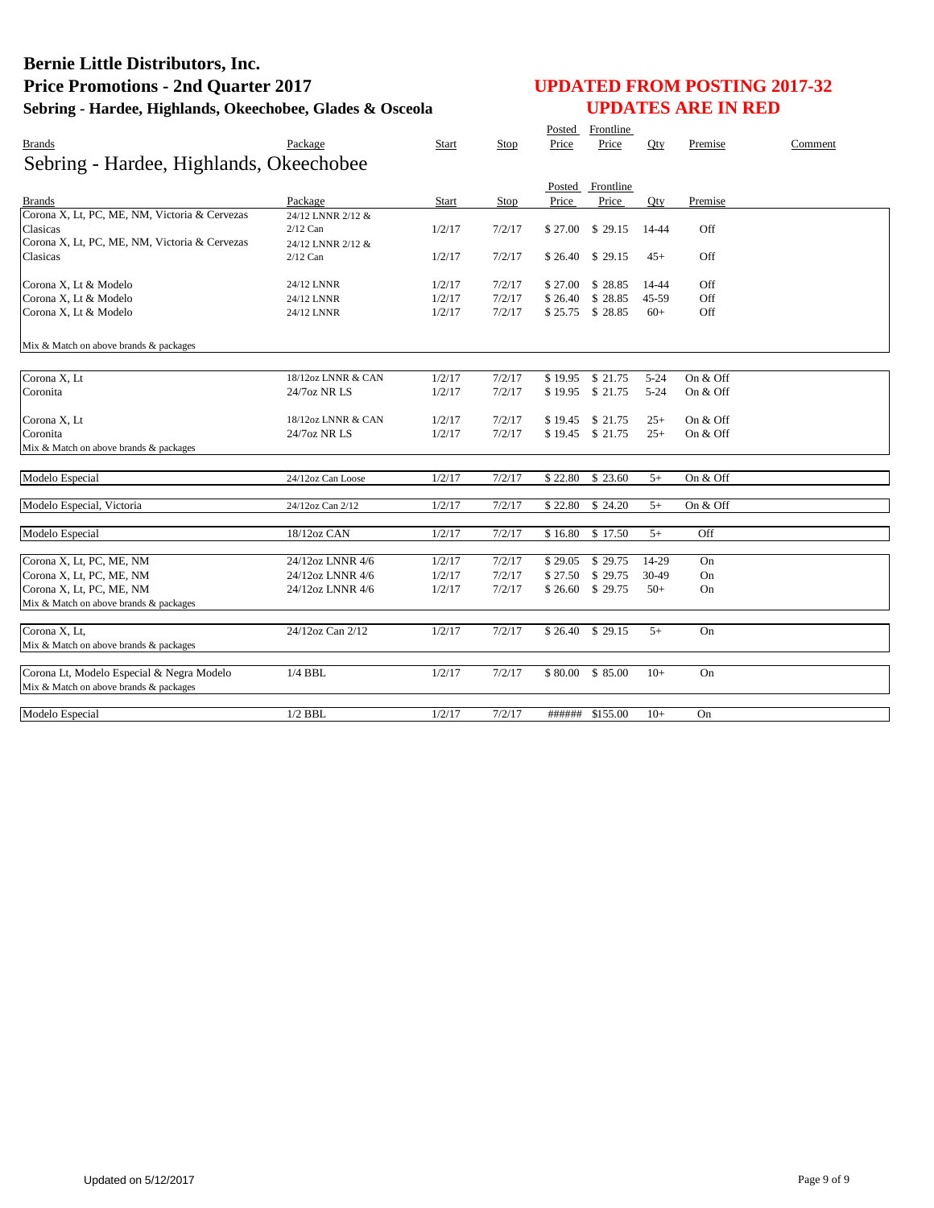# Bernie Little Distributors, Inc.

## Price Promotions - 2nd Quarter 2017

### Sebring - Hardee, Highlands, Okeechobee, Glades & Osceola

**UPDATED FROM POSTING 2017-32**

**UPDATES ARE IN RED**

| Brands | Package | Start | Stop | Posted Price | Frontline Price | Qty | Premise | Comment |
|---|---|---|---|---|---|---|---|---|

## Sebring - Hardee, Highlands, Okeechobee

| Brands | Package | Start | Stop | Posted Price | Frontline Price | Qty | Premise |
|---|---|---|---|---|---|---|---|
| Corona X, Lt, PC, ME, NM, Victoria & Cervezas Clasicas | 24/12 LNNR 2/12 & 2/12 Can | 1/2/17 | 7/2/17 | $ 27.00 | $ 29.15 | 14-44 | Off |
| Corona X, Lt, PC, ME, NM, Victoria & Cervezas Clasicas | 24/12 LNNR 2/12 & 2/12 Can | 1/2/17 | 7/2/17 | $ 26.40 | $ 29.15 | 45+ | Off |
| Corona X, Lt & Modelo | 24/12 LNNR | 1/2/17 | 7/2/17 | $ 27.00 | $ 28.85 | 14-44 | Off |
| Corona X, Lt & Modelo | 24/12 LNNR | 1/2/17 | 7/2/17 | $ 26.40 | $ 28.85 | 45-59 | Off |
| Corona X, Lt & Modelo | 24/12 LNNR | 1/2/17 | 7/2/17 | $ 25.75 | $ 28.85 | 60+ | Off |
| Mix & Match on above brands & packages | | | | | | | |
| Corona X, Lt | 18/12oz LNNR & CAN | 1/2/17 | 7/2/17 | $ 19.95 | $ 21.75 | 5-24 | On & Off |
| Coronita | 24/7oz NR LS | 1/2/17 | 7/2/17 | $ 19.95 | $ 21.75 | 5-24 | On & Off |
| Corona X, Lt | 18/12oz LNNR & CAN | 1/2/17 | 7/2/17 | $ 19.45 | $ 21.75 | 25+ | On & Off |
| Coronita | 24/7oz NR LS | 1/2/17 | 7/2/17 | $ 19.45 | $ 21.75 | 25+ | On & Off |
| Mix & Match on above brands & packages | | | | | | | |
| Modelo Especial | 24/12oz Can Loose | 1/2/17 | 7/2/17 | $ 22.80 | $ 23.60 | 5+ | On & Off |
| Modelo Especial, Victoria | 24/12oz Can 2/12 | 1/2/17 | 7/2/17 | $ 22.80 | $ 24.20 | 5+ | On & Off |
| Modelo Especial | 18/12oz CAN | 1/2/17 | 7/2/17 | $ 16.80 | $ 17.50 | 5+ | Off |
| Corona X, Lt, PC, ME, NM | 24/12oz LNNR 4/6 | 1/2/17 | 7/2/17 | $ 29.05 | $ 29.75 | 14-29 | On |
| Corona X, Lt, PC, ME, NM | 24/12oz LNNR 4/6 | 1/2/17 | 7/2/17 | $ 27.50 | $ 29.75 | 30-49 | On |
| Corona X, Lt, PC, ME, NM | 24/12oz LNNR 4/6 | 1/2/17 | 7/2/17 | $ 26.60 | $ 29.75 | 50+ | On |
| Mix & Match on above brands & packages | | | | | | | |
| Corona X, Lt, | 24/12oz Can 2/12 | 1/2/17 | 7/2/17 | $ 26.40 | $ 29.15 | 5+ | On |
| Mix & Match on above brands & packages | | | | | | | |
| Corona Lt, Modelo Especial & Negra Modelo | 1/4 BBL | 1/2/17 | 7/2/17 | $ 80.00 | $ 85.00 | 10+ | On |
| Mix & Match on above brands & packages | | | | | | | |
| Modelo Especial | 1/2 BBL | 1/2/17 | 7/2/17 | ###### | $155.00 | 10+ | On |

Updated on 5/12/2017